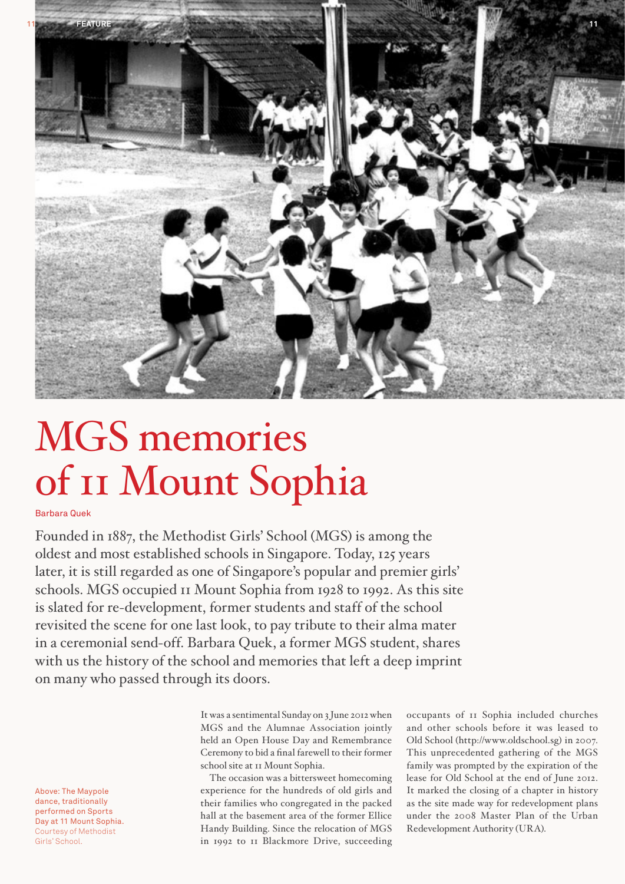# MGS memories of 11 Mount Sophia

Barbara Quek

Founded in 1887, the Methodist Girls' School (MGS) is among the oldest and most established schools in Singapore. Today, 125 years later, it is still regarded as one of Singapore's popular and premier girls' schools. MGS occupied 11 Mount Sophia from 1928 to 1992. As this site is slated for re-development, former students and staff of the school revisited the scene for one last look, to pay tribute to their alma mater in a ceremonial send-off. Barbara Quek, a former MGS student, shares with us the history of the school and memories that left a deep imprint on many who passed through its doors.

Above: The Maypole dance, traditionally performed on Sports Day at 11 Mount Sophia. Courtesy of Methodist Girls' School.

It was a sentimental Sunday on 3 June 2012 when MGS and the Alumnae Association jointly held an Open House Day and Remembrance Ceremony to bid a final farewell to their former school site at 11 Mount Sophia.

The occasion was a bittersweet homecoming experience for the hundreds of old girls and their families who congregated in the packed hall at the basement area of the former Ellice Handy Building. Since the relocation of MGS in 1992 to 11 Blackmore Drive, succeeding occupants of 11 Sophia included churches and other schools before it was leased to Old School (http://www.oldschool.sg) in 2007. This unprecedented gathering of the MGS family was prompted by the expiration of the lease for Old School at the end of June 2012. It marked the closing of a chapter in history as the site made way for redevelopment plans under the 2008 Master Plan of the Urban Redevelopment Authority (URA).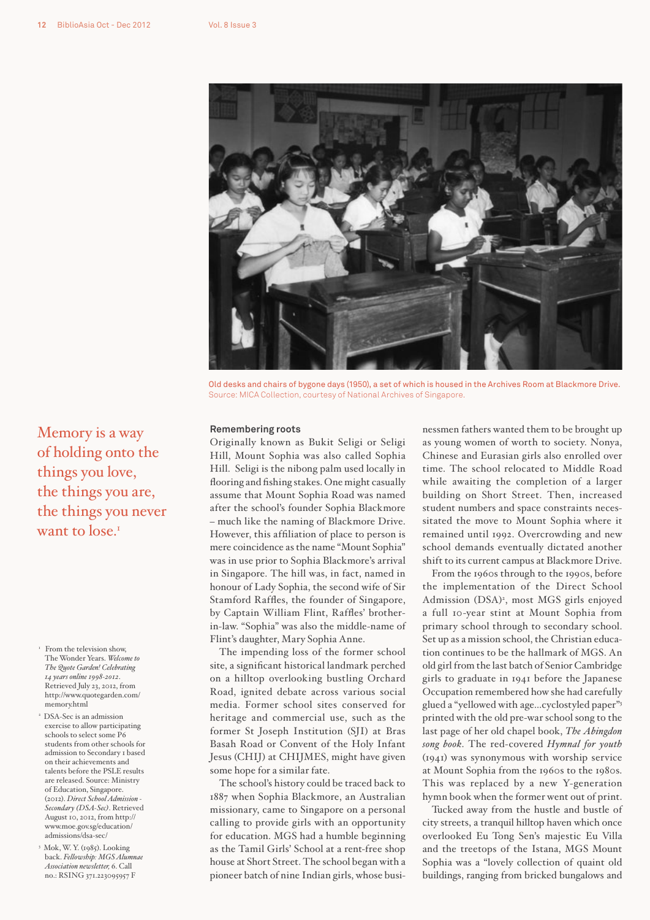Old desks and chairs of bygone days (1950), a set of which is housed in the Archives Room at Blackmore Drive. Source: MICA Collection, courtesy of National Archives of Singapore.

Memory is a way of holding onto the things you love, the things you are, the things you never want to lose.[1]

**Remembering roots**

Originally known as Bukit Seligi or Seligi Hill, Mount Sophia was also called Sophia Hill. Seligi is the nibong palm used locally in flooring and fishing stakes. One might casually assume that Mount Sophia Road was named after the school's founder Sophia Blackmore – much like the naming of Blackmore Drive. However, this affiliation of place to person is mere coincidence as the name "Mount Sophia" was in use prior to Sophia Blackmore's arrival in Singapore. The hill was, in fact, named in honour of Lady Sophia, the second wife of Sir Stamford Raffles, the founder of Singapore, by Captain William Flint, Raffles' brother-in-law. "Sophia" was also the middle-name of Flint's daughter, Mary Sophia Anne.

The impending loss of the former school site, a significant historical landmark perched on a hilltop overlooking bustling Orchard Road, ignited debate across various social media. Former school sites conserved for heritage and commercial use, such as the former St Joseph Institution (SJI) at Bras Basah Road or Convent of the Holy Infant Jesus (CHIJ) at CHIJMES, might have given some hope for a similar fate.

The school's history could be traced back to 1887 when Sophia Blackmore, an Australian missionary, came to Singapore on a personal calling to provide girls with an opportunity for education. MGS had a humble beginning as the Tamil Girls' School at a rent-free shop house at Short Street. The school began with a pioneer batch of nine Indian girls, whose businessmen fathers wanted them to be brought up as young women of worth to society. Nonya, Chinese and Eurasian girls also enrolled over time. The school relocated to Middle Road while awaiting the completion of a larger building on Short Street. Then, increased student numbers and space constraints necessitated the move to Mount Sophia where it remained until 1992. Overcrowding and new school demands eventually dictated another shift to its current campus at Blackmore Drive.

From the 1960s through to the 1990s, before the implementation of the Direct School Admission (DSA)[2], most MGS girls enjoyed a full 10-year stint at Mount Sophia from primary school through to secondary school. Set up as a mission school, the Christian education continues to be the hallmark of MGS. An old girl from the last batch of Senior Cambridge girls to graduate in 1941 before the Japanese Occupation remembered how she had carefully glued a "yellowed with age…cyclostyled paper"[3] printed with the old pre-war school song to the last page of her old chapel book, *The Abingdon song book*. The red-covered *Hymnal for youth* (1941) was synonymous with worship service at Mount Sophia from the 1960s to the 1980s. This was replaced by a new Y-generation hymn book when the former went out of print.

Tucked away from the hustle and bustle of city streets, a tranquil hilltop haven which once overlooked Eu Tong Sen's majestic Eu Villa and the treetops of the Istana, MGS Mount Sophia was a "lovely collection of quaint old buildings, ranging from bricked bungalows and

[1] From the television show, The Wonder Years. *Welcome to The Quote Garden! Celebrating 14 years online 1998-2012*. Retrieved July 23, 2012, from http://www.quotegarden.com/memory.html

[2] DSA-Sec is an admission exercise to allow participating schools to select some P6 students from other schools for admission to Secondary 1 based on their achievements and talents before the PSLE results are released. Source: Ministry of Education, Singapore. (2012). *Direct School Admission - Secondary (DSA-Sec)*. Retrieved August 10, 2012, from http://www.moe.gov.sg/education/admissions/dsa-sec/

[3] Mok, W. Y. (1985). Looking back. *Fellowship: MGS Alumnae Association newsletter*, 6. Call no.: RSING 371.223095957 F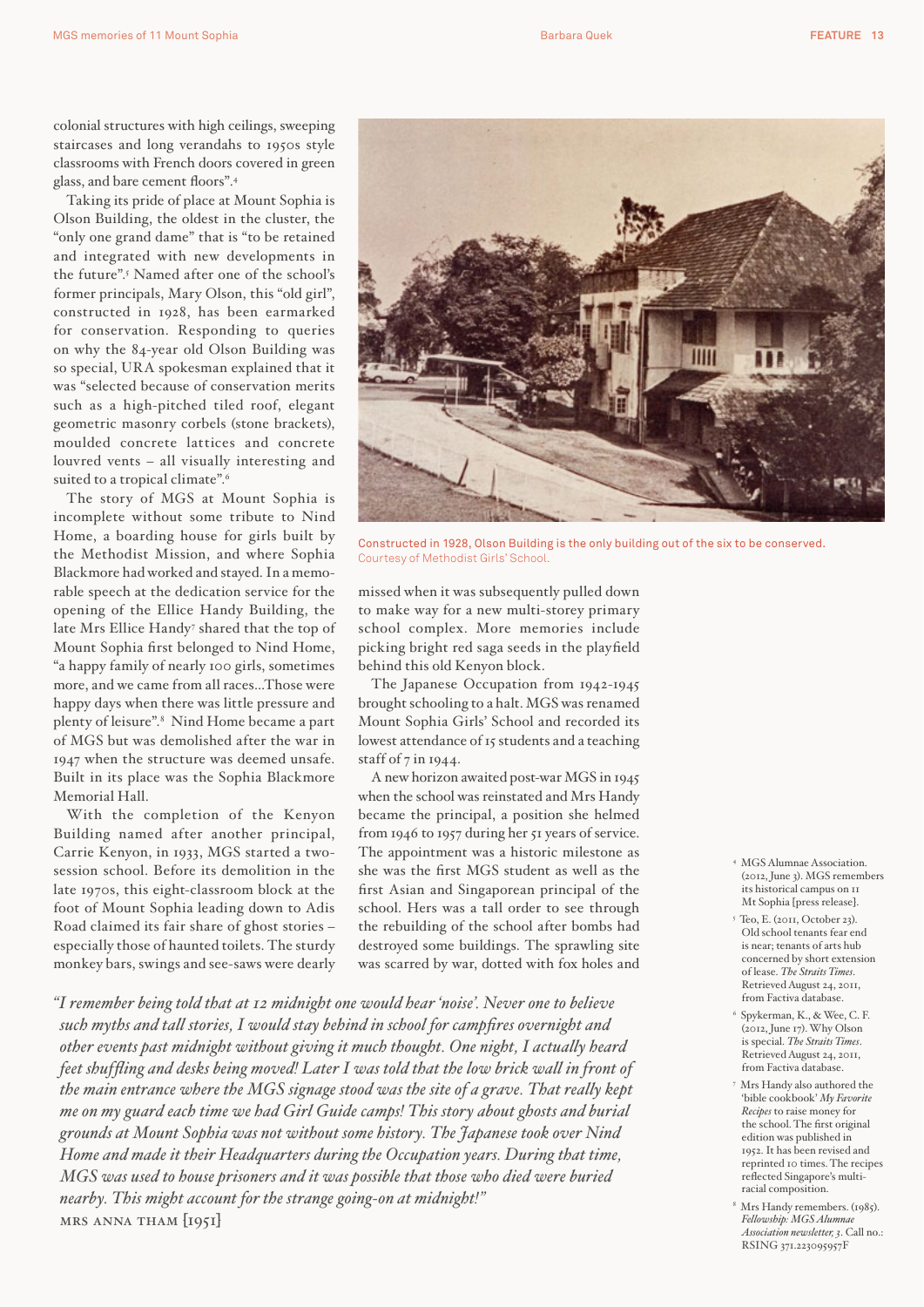colonial structures with high ceilings, sweeping staircases and long verandahs to 1950s style classrooms with French doors covered in green glass, and bare cement floors".[4]

Taking its pride of place at Mount Sophia is Olson Building, the oldest in the cluster, the "only one grand dame" that is "to be retained and integrated with new developments in the future".[5] Named after one of the school's former principals, Mary Olson, this "old girl", constructed in 1928, has been earmarked for conservation. Responding to queries on why the 84-year old Olson Building was so special, URA spokesman explained that it was "selected because of conservation merits such as a high-pitched tiled roof, elegant geometric masonry corbels (stone brackets), moulded concrete lattices and concrete louvred vents – all visually interesting and suited to a tropical climate".[6]

The story of MGS at Mount Sophia is incomplete without some tribute to Nind Home, a boarding house for girls built by the Methodist Mission, and where Sophia Blackmore had worked and stayed. In a memorable speech at the dedication service for the opening of the Ellice Handy Building, the late Mrs Ellice Handy[7] shared that the top of Mount Sophia first belonged to Nind Home, "a happy family of nearly 100 girls, sometimes more, and we came from all races…Those were happy days when there was little pressure and plenty of leisure".[8] Nind Home became a part of MGS but was demolished after the war in 1947 when the structure was deemed unsafe. Built in its place was the Sophia Blackmore Memorial Hall.

With the completion of the Kenyon Building named after another principal, Carrie Kenyon, in 1933, MGS started a two-session school. Before its demolition in the late 1970s, this eight-classroom block at the foot of Mount Sophia leading down to Adis Road claimed its fair share of ghost stories – especially those of haunted toilets. The sturdy monkey bars, swings and see-saws were dearly missed when it was subsequently pulled down to make way for a new multi-storey primary school complex. More memories include picking bright red saga seeds in the playfield behind this old Kenyon block.

Constructed in 1928, Olson Building is the only building out of the six to be conserved. Courtesy of Methodist Girls' School.

The Japanese Occupation from 1942-1945 brought schooling to a halt. MGS was renamed Mount Sophia Girls' School and recorded its lowest attendance of 15 students and a teaching staff of 7 in 1944.

A new horizon awaited post-war MGS in 1945 when the school was reinstated and Mrs Handy became the principal, a position she helmed from 1946 to 1957 during her 51 years of service. The appointment was a historic milestone as she was the first MGS student as well as the first Asian and Singaporean principal of the school. Hers was a tall order to see through the rebuilding of the school after bombs had destroyed some buildings. The sprawling site was scarred by war, dotted with fox holes and

*"I remember being told that at 12 midnight one would hear 'noise'. Never one to believe such myths and tall stories, I would stay behind in school for campfires overnight and other events past midnight without giving it much thought. One night, I actually heard feet shuffling and desks being moved! Later I was told that the low brick wall in front of the main entrance where the MGS signage stood was the site of a grave. That really kept me on my guard each time we had Girl Guide camps! This story about ghosts and burial grounds at Mount Sophia was not without some history. The Japanese took over Nind Home and made it their Headquarters during the Occupation years. During that time, MGS was used to house prisoners and it was possible that those who died were buried nearby. This might account for the strange going-on at midnight!"*
MRS ANNA THAM [1951]

[4] MGS Alumnae Association. (2012, June 3). MGS remembers its historical campus on 11 Mt Sophia [press release].

[5] Teo, E. (2011, October 23). Old school tenants fear end is near; tenants of arts hub concerned by short extension of lease. *The Straits Times*. Retrieved August 24, 2011, from Factiva database.

[6] Spykerman, K., & Wee, C. F. (2012, June 17). Why Olson is special. *The Straits Times*. Retrieved August 24, 2011, from Factiva database.

[7] Mrs Handy also authored the 'bible cookbook' *My Favorite Recipes* to raise money for the school. The first original edition was published in 1952. It has been revised and reprinted 10 times. The recipes reflected Singapore's multi-racial composition.

[8] Mrs Handy remembers. (1985). *Fellowship: MGS Alumnae Association newsletter, 3*. Call no.: RSING 371.223095957F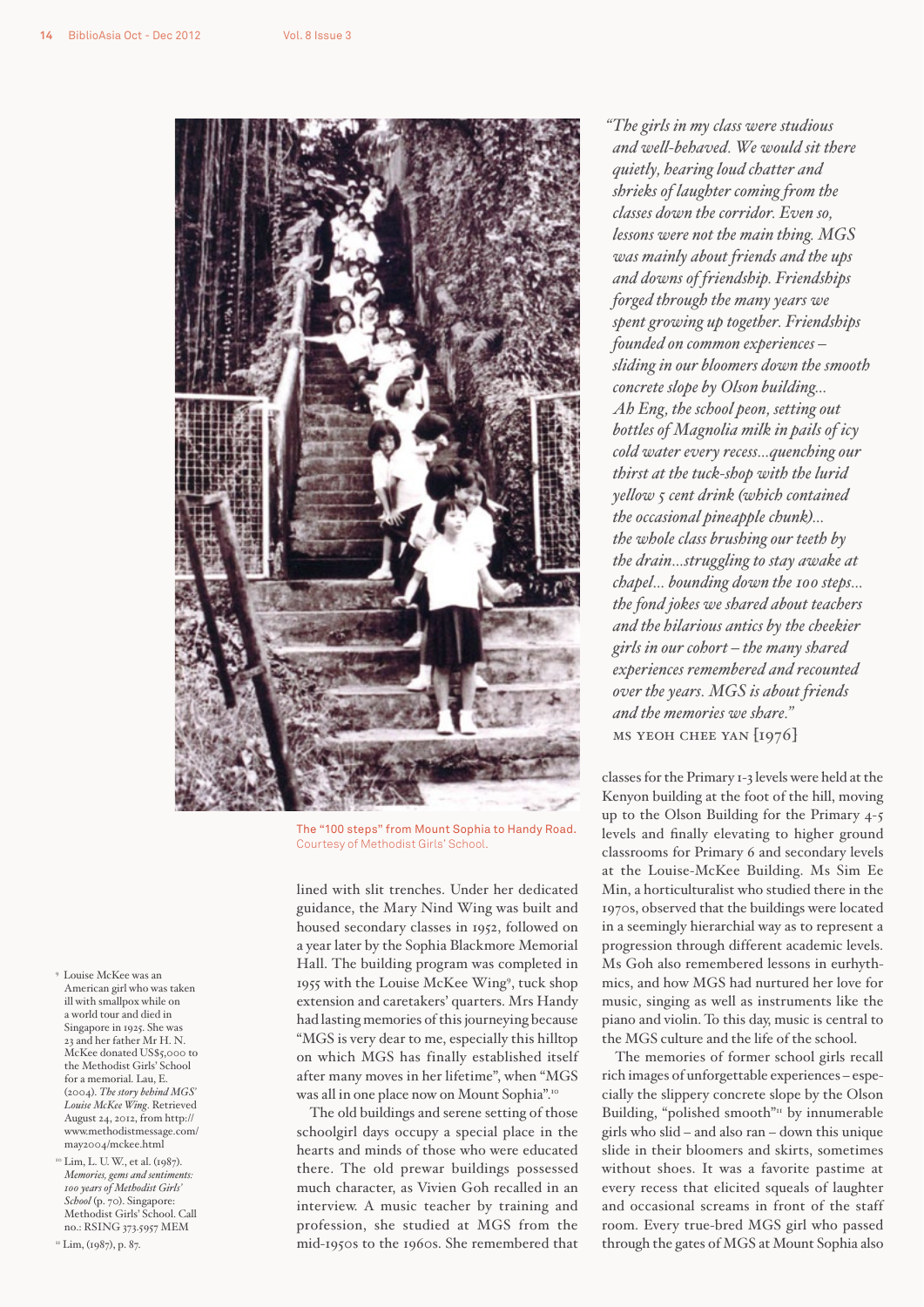The "100 steps" from Mount Sophia to Handy Road. Courtesy of Methodist Girls' School.

lined with slit trenches. Under her dedicated guidance, the Mary Nind Wing was built and housed secondary classes in 1952, followed on a year later by the Sophia Blackmore Memorial Hall. The building program was completed in 1955 with the Louise McKee Wing[9], tuck shop extension and caretakers' quarters. Mrs Handy had lasting memories of this journeying because "MGS is very dear to me, especially this hilltop on which MGS has finally established itself after many moves in her lifetime", when "MGS was all in one place now on Mount Sophia".[10]

The old buildings and serene setting of those schoolgirl days occupy a special place in the hearts and minds of those who were educated there. The old prewar buildings possessed much character, as Vivien Goh recalled in an interview. A music teacher by training and profession, she studied at MGS from the mid-1950s to the 1960s. She remembered that classes for the Primary 1-3 levels were held at the Kenyon building at the foot of the hill, moving up to the Olson Building for the Primary 4-5 levels and finally elevating to higher ground classrooms for Primary 6 and secondary levels at the Louise-McKee Building. Ms Sim Ee Min, a horticulturalist who studied there in the 1970s, observed that the buildings were located in a seemingly hierarchial way as to represent a progression through different academic levels. Ms Goh also remembered lessons in eurhythmics, and how MGS had nurtured her love for music, singing as well as instruments like the piano and violin. To this day, music is central to the MGS culture and the life of the school.

The memories of former school girls recall rich images of unforgettable experiences – especially the slippery concrete slope by the Olson Building, "polished smooth"[11] by innumerable girls who slid – and also ran – down this unique slide in their bloomers and skirts, sometimes without shoes. It was a favorite pastime at every recess that elicited squeals of laughter and occasional screams in front of the staff room. Every true-bred MGS girl who passed through the gates of MGS at Mount Sophia also

> *"The girls in my class were studious and well-behaved. We would sit there quietly, hearing loud chatter and shrieks of laughter coming from the classes down the corridor. Even so, lessons were not the main thing. MGS was mainly about friends and the ups and downs of friendship. Friendships forged through the many years we spent growing up together. Friendships founded on common experiences – sliding in our bloomers down the smooth concrete slope by Olson building... Ah Eng, the school peon, setting out bottles of Magnolia milk in pails of icy cold water every recess...quenching our thirst at the tuck-shop with the lurid yellow 5 cent drink (which contained the occasional pineapple chunk)... the whole class brushing our teeth by the drain...struggling to stay awake at chapel... bounding down the 100 steps... the fond jokes we shared about teachers and the hilarious antics by the cheekier girls in our cohort – the many shared experiences remembered and recounted over the years. MGS is about friends and the memories we share."*
>
> MS YEOH CHEE YAN [1976]

[9] Louise McKee was an American girl who was taken ill with smallpox while on a world tour and died in Singapore in 1925. She was 23 and her father Mr H. N. McKee donated US$5,000 to the Methodist Girls' School for a memorial. Lau, E. (2004). *The story behind MGS' Louise McKee Wing*. Retrieved August 24, 2012, from http://www.methodistmessage.com/may2004/mckee.html

[10] Lim, L. U. W., et al. (1987). *Memories, gems and sentiments: 100 years of Methodist Girls' School* (p. 70). Singapore: Methodist Girls' School. Call no.: RSING 373.5957 MEM

[11] Lim, (1987), p. 87.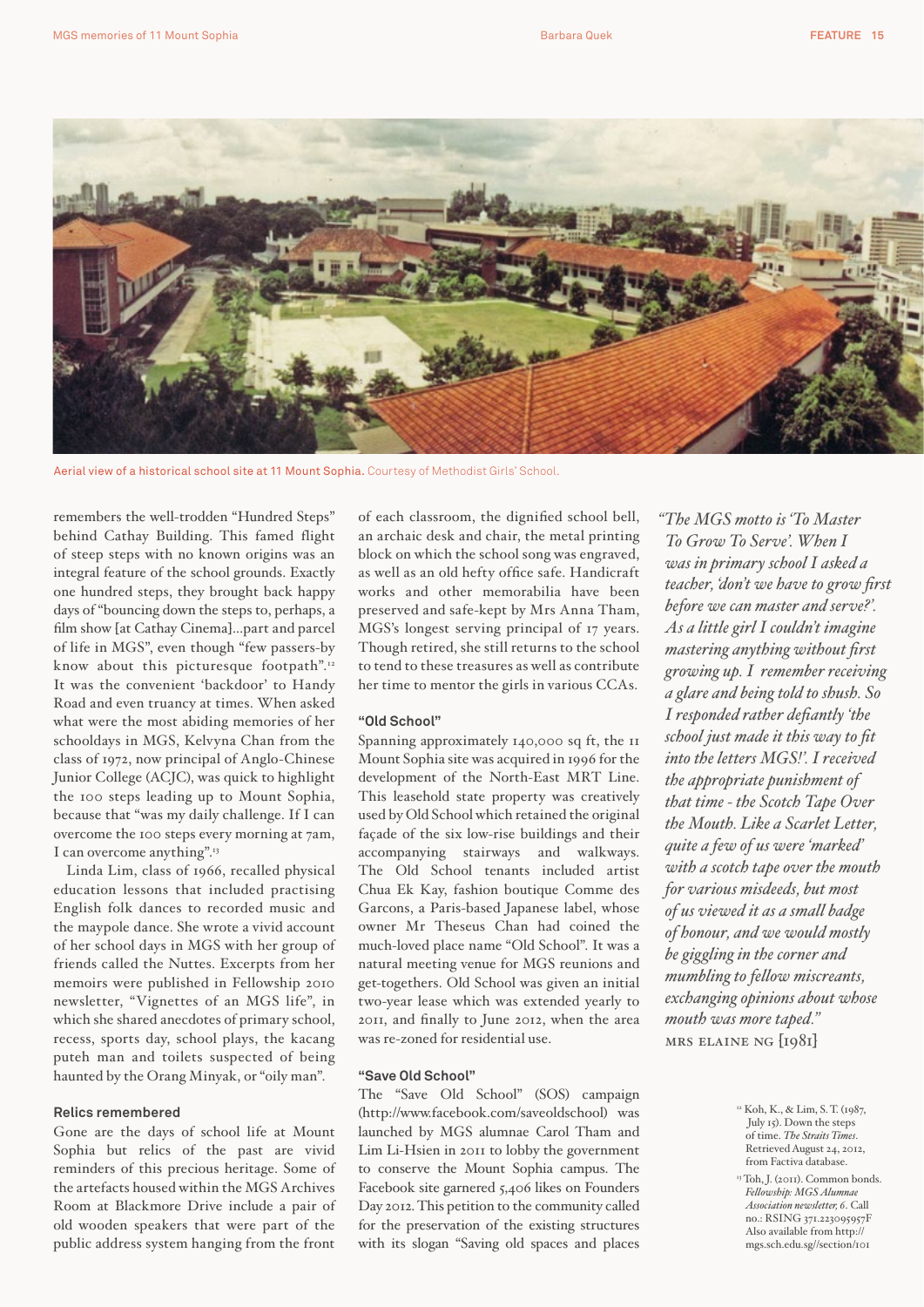Aerial view of a historical school site at 11 Mount Sophia. Courtesy of Methodist Girls' School.

remembers the well-trodden "Hundred Steps" behind Cathay Building. This famed flight of steep steps with no known origins was an integral feature of the school grounds. Exactly one hundred steps, they brought back happy days of "bouncing down the steps to, perhaps, a film show [at Cathay Cinema]...part and parcel of life in MGS", even though "few passers-by know about this picturesque footpath".[12] It was the convenient 'backdoor' to Handy Road and even truancy at times. When asked what were the most abiding memories of her schooldays in MGS, Kelvyna Chan from the class of 1972, now principal of Anglo-Chinese Junior College (ACJC), was quick to highlight the 100 steps leading up to Mount Sophia, because that "was my daily challenge. If I can overcome the 100 steps every morning at 7am, I can overcome anything".[13]

Linda Lim, class of 1966, recalled physical education lessons that included practising English folk dances to recorded music and the maypole dance. She wrote a vivid account of her school days in MGS with her group of friends called the Nuttes. Excerpts from her memoirs were published in Fellowship 2010 newsletter, "Vignettes of an MGS life", in which she shared anecdotes of primary school, recess, sports day, school plays, the kacang puteh man and toilets suspected of being haunted by the Orang Minyak, or "oily man".

#### Relics remembered

Gone are the days of school life at Mount Sophia but relics of the past are vivid reminders of this precious heritage. Some of the artefacts housed within the MGS Archives Room at Blackmore Drive include a pair of old wooden speakers that were part of the public address system hanging from the front of each classroom, the dignified school bell, an archaic desk and chair, the metal printing block on which the school song was engraved, as well as an old hefty office safe. Handicraft works and other memorabilia have been preserved and safe-kept by Mrs Anna Tham, MGS's longest serving principal of 17 years. Though retired, she still returns to the school to tend to these treasures as well as contribute her time to mentor the girls in various CCAs.

#### "Old School"

Spanning approximately 140,000 sq ft, the 11 Mount Sophia site was acquired in 1996 for the development of the North-East MRT Line. This leasehold state property was creatively used by Old School which retained the original façade of the six low-rise buildings and their accompanying stairways and walkways. The Old School tenants included artist Chua Ek Kay, fashion boutique Comme des Garcons, a Paris-based Japanese label, whose owner Mr Theseus Chan had coined the much-loved place name "Old School". It was a natural meeting venue for MGS reunions and get-togethers. Old School was given an initial two-year lease which was extended yearly to 2011, and finally to June 2012, when the area was re-zoned for residential use.

#### "Save Old School"

The "Save Old School" (SOS) campaign (http://www.facebook.com/saveoldschool) was launched by MGS alumnae Carol Tham and Lim Li-Hsien in 2011 to lobby the government to conserve the Mount Sophia campus. The Facebook site garnered 5,406 likes on Founders Day 2012. This petition to the community called for the preservation of the existing structures with its slogan "Saving old spaces and places

*"The MGS motto is 'To Master To Grow To Serve'. When I was in primary school I asked a teacher, 'don't we have to grow first before we can master and serve?'. As a little girl I couldn't imagine mastering anything without first growing up. I remember receiving a glare and being told to shush. So I responded rather defiantly 'the school just made it this way to fit into the letters MGS!'. I received the appropriate punishment of that time - the Scotch Tape Over the Mouth. Like a Scarlet Letter, quite a few of us were 'marked' with a scotch tape over the mouth for various misdeeds, but most of us viewed it as a small badge of honour, and we would mostly be giggling in the corner and mumbling to fellow miscreants, exchanging opinions about whose mouth was more taped."*

MRS ELAINE NG [1981]

[12] Koh, K., & Lim, S. T. (1987, July 15). Down the steps of time. *The Straits Times*. Retrieved August 24, 2012, from Factiva database.

[13] Toh, J. (2011). Common bonds. *Fellowship: MGS Alumnae Association newsletter, 6*. Call no.: RSING 371.223095957F Also available from http://mgs.sch.edu.sg//section/101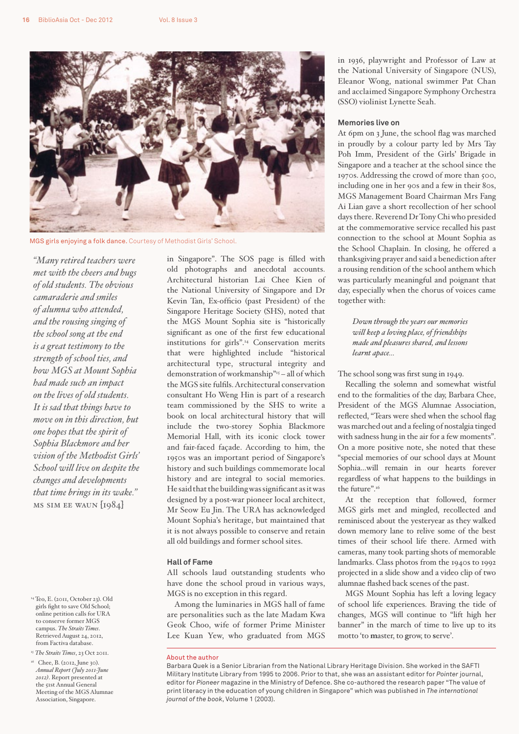MGS girls enjoying a folk dance. Courtesy of Methodist Girls' School.

*"Many retired teachers were met with the cheers and hugs of old students. The obvious camaraderie and smiles of alumna who attended, and the rousing singing of the school song at the end is a great testimony to the strength of school ties, and how MGS at Mount Sophia had made such an impact on the lives of old students. It is sad that things have to move on in this direction, but one hopes that the spirit of Sophia Blackmore and her vision of the Methodist Girls' School will live on despite the changes and developments that time brings in its wake."*
MS SIM EE WAUN [1984]

in Singapore". The SOS page is filled with old photographs and anecdotal accounts. Architectural historian Lai Chee Kien of the National University of Singapore and Dr Kevin Tan, Ex-officio (past President) of the Singapore Heritage Society (SHS), noted that the MGS Mount Sophia site is "historically significant as one of the first few educational institutions for girls".[14] Conservation merits that were highlighted include "historical architectural type, structural integrity and demonstration of workmanship"[15] – all of which the MGS site fulfils. Architectural conservation consultant Ho Weng Hin is part of a research team commissioned by the SHS to write a book on local architectural history that will include the two-storey Sophia Blackmore Memorial Hall, with its iconic clock tower and fair-faced façade. According to him, the 1950s was an important period of Singapore's history and such buildings commemorate local history and are integral to social memories. He said that the building was significant as it was designed by a post-war pioneer local architect, Mr Seow Eu Jin. The URA has acknowledged Mount Sophia's heritage, but maintained that it is not always possible to conserve and retain all old buildings and former school sites.

## Hall of Fame

All schools laud outstanding students who have done the school proud in various ways, MGS is no exception in this regard.

Among the luminaries in MGS hall of fame are personalities such as the late Madam Kwa Geok Choo, wife of former Prime Minister Lee Kuan Yew, who graduated from MGS in 1936, playwright and Professor of Law at the National University of Singapore (NUS), Eleanor Wong, national swimmer Pat Chan and acclaimed Singapore Symphony Orchestra (SSO) violinist Lynette Seah.

## Memories live on

At 6pm on 3 June, the school flag was marched in proudly by a colour party led by Mrs Tay Poh Imm, President of the Girls' Brigade in Singapore and a teacher at the school since the 1970s. Addressing the crowd of more than 500, including one in her 90s and a few in their 80s, MGS Management Board Chairman Mrs Fang Ai Lian gave a short recollection of her school days there. Reverend Dr Tony Chi who presided at the commemorative service recalled his past connection to the school at Mount Sophia as the School Chaplain. In closing, he offered a thanksgiving prayer and said a benediction after a rousing rendition of the school anthem which was particularly meaningful and poignant that day, especially when the chorus of voices came together with:

> *Down through the years our memories will keep a loving place, of friendships made and pleasures shared, and lessons learnt apace...*

The school song was first sung in 1949.

Recalling the solemn and somewhat wistful end to the formalities of the day, Barbara Chee, President of the MGS Alumnae Association, reflected, "Tears were shed when the school flag was marched out and a feeling of nostalgia tinged with sadness hung in the air for a few moments". On a more positive note, she noted that these "special memories of our school days at Mount Sophia...will remain in our hearts forever regardless of what happens to the buildings in the future".[16]

At the reception that followed, former MGS girls met and mingled, recollected and reminisced about the yesteryear as they walked down memory lane to relive some of the best times of their school life there. Armed with cameras, many took parting shots of memorable landmarks. Class photos from the 1940s to 1992 projected in a slide show and a video clip of two alumnae flashed back scenes of the past.

MGS Mount Sophia has left a loving legacy of school life experiences. Braving the tide of changes, MGS will continue to "lift high her banner" in the march of time to live up to its motto 'to **m**aster, to **g**row, to **s**erve'.

[14] Teo, E. (2011, October 23). Old girls fight to save Old School; online petition calls for URA to conserve former MGS campus. *The Straits Times*. Retrieved August 24, 2012, from Factiva database.

[15] *The Straits Times*, 23 Oct 2011.

[16] Chee, B. (2012, June 30). *Annual Report (July 2011-June 2012)*. Report presented at the 51st Annual General Meeting of the MGS Alumnae Association, Singapore.

### About the author

Barbara Quek is a Senior Librarian from the National Library Heritage Division. She worked in the SAFTI Military Institute Library from 1995 to 2006. Prior to that, she was an assistant editor for *Pointer* journal, editor for *Pioneer* magazine in the Ministry of Defence. She co-authored the research paper "The value of print literacy in the education of young children in Singapore" which was published in *The international journal of the book*, Volume 1 (2003).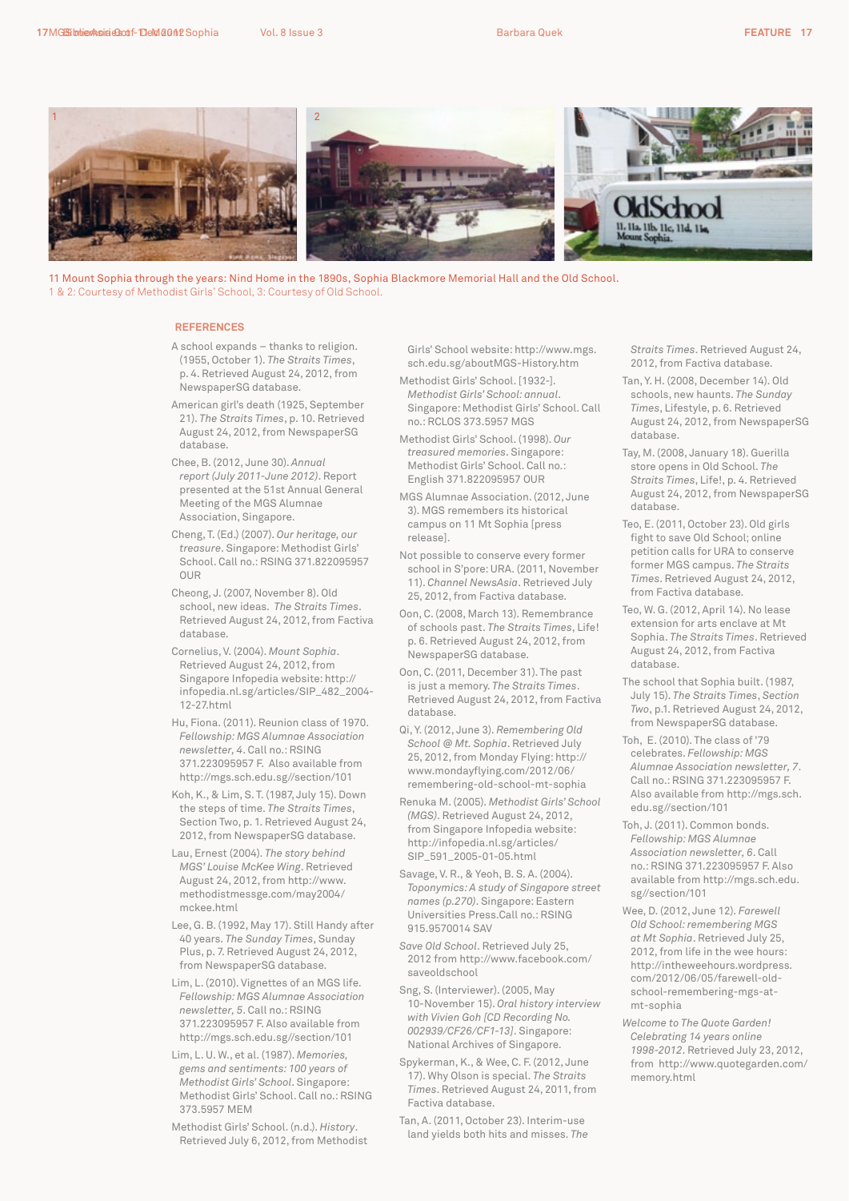11 Mount Sophia through the years: Nind Home in the 1890s, Sophia Blackmore Memorial Hall and the Old School.
1 & 2: Courtesy of Methodist Girls' School, 3: Courtesy of Old School.

## REFERENCES

A school expands – thanks to religion. (1955, October 1). *The Straits Times*, p. 4. Retrieved August 24, 2012, from NewspaperSG database.

American girl's death (1925, September 21). *The Straits Times*, p. 10. Retrieved August 24, 2012, from NewspaperSG database.

Chee, B. (2012, June 30). *Annual report (July 2011-June 2012)*. Report presented at the 51st Annual General Meeting of the MGS Alumnae Association, Singapore.

Cheng, T. (Ed.) (2007). *Our heritage, our treasure*. Singapore: Methodist Girls' School. Call no.: RSING 371.822095957 OUR

Cheong, J. (2007, November 8). Old school, new ideas. *The Straits Times*. Retrieved August 24, 2012, from Factiva database.

Cornelius, V. (2004). *Mount Sophia*. Retrieved August 24, 2012, from Singapore Infopedia website: http://infopedia.nl.sg/articles/SIP_482_2004-12-27.html

Hu, Fiona. (2011). Reunion class of 1970. *Fellowship: MGS Alumnae Association newsletter, 4*. Call no.: RSING 371.223095957 F. Also available from http://mgs.sch.edu.sg//section/101

Koh, K., & Lim, S. T. (1987, July 15). Down the steps of time. *The Straits Times*, Section Two, p. 1. Retrieved August 24, 2012, from NewspaperSG database.

Lau, Ernest (2004). *The story behind MGS' Louise McKee Wing*. Retrieved August 24, 2012, from http://www.methodistmessge.com/may2004/mckee.html

Lee, G. B. (1992, May 17). Still Handy after 40 years. *The Sunday Times*, Sunday Plus, p. 7. Retrieved August 24, 2012, from NewspaperSG database.

Lim, L. (2010). Vignettes of an MGS life. *Fellowship: MGS Alumnae Association newsletter, 5*. Call no.: RSING 371.223095957 F. Also available from http://mgs.sch.edu.sg//section/101

Lim, L. U. W., et al. (1987). *Memories, gems and sentiments: 100 years of Methodist Girls' School*. Singapore: Methodist Girls' School. Call no.: RSING 373.5957 MEM

Methodist Girls' School. (n.d.). *History*. Retrieved July 6, 2012, from Methodist Girls' School website: http://www.mgs.sch.edu.sg/aboutMGS-History.htm

Methodist Girls' School. [1932-]. *Methodist Girls' School: annual*. Singapore: Methodist Girls' School. Call no.: RCLOS 373.5957 MGS

Methodist Girls' School. (1998). *Our treasured memories*. Singapore: Methodist Girls' School. Call no.: English 371.822095957 OUR

MGS Alumnae Association. (2012, June 3). MGS remembers its historical campus on 11 Mt Sophia [press release].

Not possible to conserve every former school in S'pore: URA. (2011, November 11). *Channel NewsAsia*. Retrieved July 25, 2012, from Factiva database.

Oon, C. (2008, March 13). Remembrance of schools past. *The Straits Times*, Life! p. 6. Retrieved August 24, 2012, from NewspaperSG database.

Oon, C. (2011, December 31). The past is just a memory. *The Straits Times*. Retrieved August 24, 2012, from Factiva database.

Qi, Y. (2012, June 3). *Remembering Old School @ Mt. Sophia*. Retrieved July 25, 2012, from Monday Flying: http://www.mondayflying.com/2012/06/remembering-old-school-mt-sophia

Renuka M. (2005). *Methodist Girls' School (MGS)*. Retrieved August 24, 2012, from Singapore Infopedia website: http://infopedia.nl.sg/articles/SIP_591_2005-01-05.html

Savage, V. R., & Yeoh, B. S. A. (2004). *Toponymics: A study of Singapore street names (p.270)*. Singapore: Eastern Universities Press.Call no.: RSING 915.9570014 SAV

*Save Old School*. Retrieved July 25, 2012 from http://www.facebook.com/saveoldschool

Sng, S. (Interviewer). (2005, May 10-November 15). *Oral history interview with Vivien Goh [CD Recording No. 002939/CF26/CF1-13]*. Singapore: National Archives of Singapore.

Spykerman, K., & Wee, C. F. (2012, June 17). Why Olson is special. *The Straits Times*. Retrieved August 24, 2011, from Factiva database.

Tan, A. (2011, October 23). Interim-use land yields both hits and misses. *The Straits Times*. Retrieved August 24, 2012, from Factiva database.

Tan, Y. H. (2008, December 14). Old schools, new haunts. *The Sunday Times*, Lifestyle, p. 6. Retrieved August 24, 2012, from NewspaperSG database.

Tay, M. (2008, January 18). Guerilla store opens in Old School. *The Straits Times*, Life!, p. 4. Retrieved August 24, 2012, from NewspaperSG database.

Teo, E. (2011, October 23). Old girls fight to save Old School; online petition calls for URA to conserve former MGS campus. *The Straits Times*. Retrieved August 24, 2012, from Factiva database.

Teo, W. G. (2012, April 14). No lease extension for arts enclave at Mt Sophia. *The Straits Times*. Retrieved August 24, 2012, from Factiva database.

The school that Sophia built. (1987, July 15). *The Straits Times*, *Section Two*, p.1. Retrieved August 24, 2012, from NewspaperSG database.

Toh, E. (2010). The class of '79 celebrates. *Fellowship: MGS Alumnae Association newsletter, 7*. Call no.: RSING 371.223095957 F. Also available from http://mgs.sch.edu.sg//section/101

Toh, J. (2011). Common bonds. *Fellowship: MGS Alumnae Association newsletter, 6*. Call no.: RSING 371.223095957 F. Also available from http://mgs.sch.edu.sg//section/101

Wee, D. (2012, June 12). *Farewell Old School: remembering MGS at Mt Sophia*. Retrieved July 25, 2012, from life in the wee hours: http://intheweehours.wordpress.com/2012/06/05/farewell-old-school-remembering-mgs-at-mt-sophia

*Welcome to The Quote Garden! Celebrating 14 years online 1998-2012*. Retrieved July 23, 2012, from http://www.quotegarden.com/memory.html